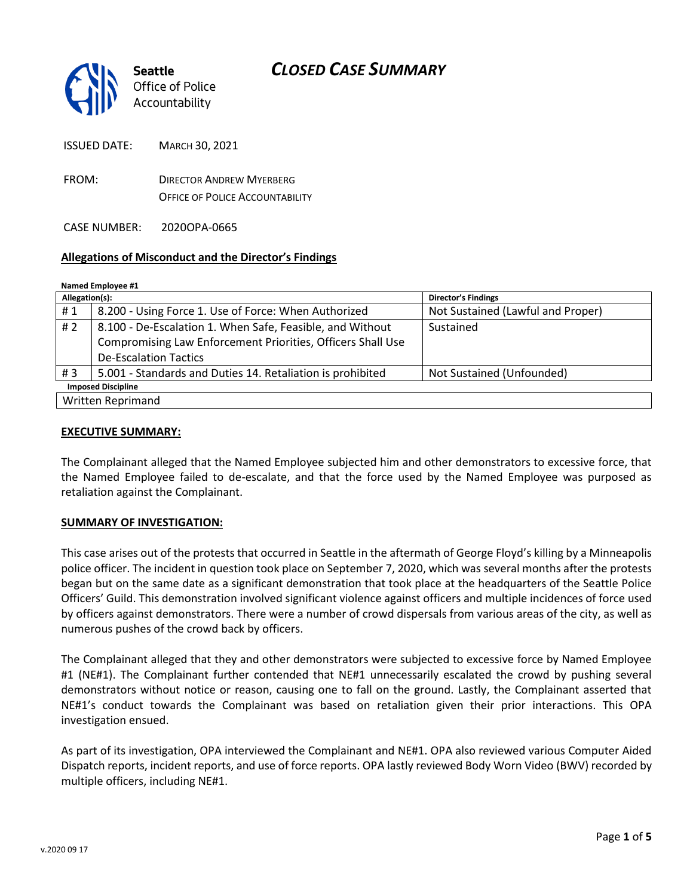**Seattle** Office of Police Accountability

# CLOSED CASE SUMMARY

ISSUED DATE: MARCH 30, 2021

FROM: DIRECTOR ANDREW MYERBERG
OFFICE OF POLICE ACCOUNTABILITY

CASE NUMBER: 2020OPA-0665

**Allegations of Misconduct and the Director's Findings**

**Named Employee #1**

| Allegation(s): | | Director's Findings |
|---|---|---|
| # 1 | 8.200 - Using Force 1. Use of Force: When Authorized | Not Sustained (Lawful and Proper) |
| # 2 | 8.100 - De-Escalation 1. When Safe, Feasible, and Without Compromising Law Enforcement Priorities, Officers Shall Use De-Escalation Tactics | Sustained |
| # 3 | 5.001 - Standards and Duties 14. Retaliation is prohibited | Not Sustained (Unfounded) |
| **Imposed Discipline** | | |
| Written Reprimand | | |

**EXECUTIVE SUMMARY:**

The Complainant alleged that the Named Employee subjected him and other demonstrators to excessive force, that the Named Employee failed to de-escalate, and that the force used by the Named Employee was purposed as retaliation against the Complainant.

**SUMMARY OF INVESTIGATION:**

This case arises out of the protests that occurred in Seattle in the aftermath of George Floyd's killing by a Minneapolis police officer. The incident in question took place on September 7, 2020, which was several months after the protests began but on the same date as a significant demonstration that took place at the headquarters of the Seattle Police Officers' Guild. This demonstration involved significant violence against officers and multiple incidences of force used by officers against demonstrators. There were a number of crowd dispersals from various areas of the city, as well as numerous pushes of the crowd back by officers.

The Complainant alleged that they and other demonstrators were subjected to excessive force by Named Employee #1 (NE#1). The Complainant further contended that NE#1 unnecessarily escalated the crowd by pushing several demonstrators without notice or reason, causing one to fall on the ground. Lastly, the Complainant asserted that NE#1's conduct towards the Complainant was based on retaliation given their prior interactions. This OPA investigation ensued.

As part of its investigation, OPA interviewed the Complainant and NE#1. OPA also reviewed various Computer Aided Dispatch reports, incident reports, and use of force reports. OPA lastly reviewed Body Worn Video (BWV) recorded by multiple officers, including NE#1.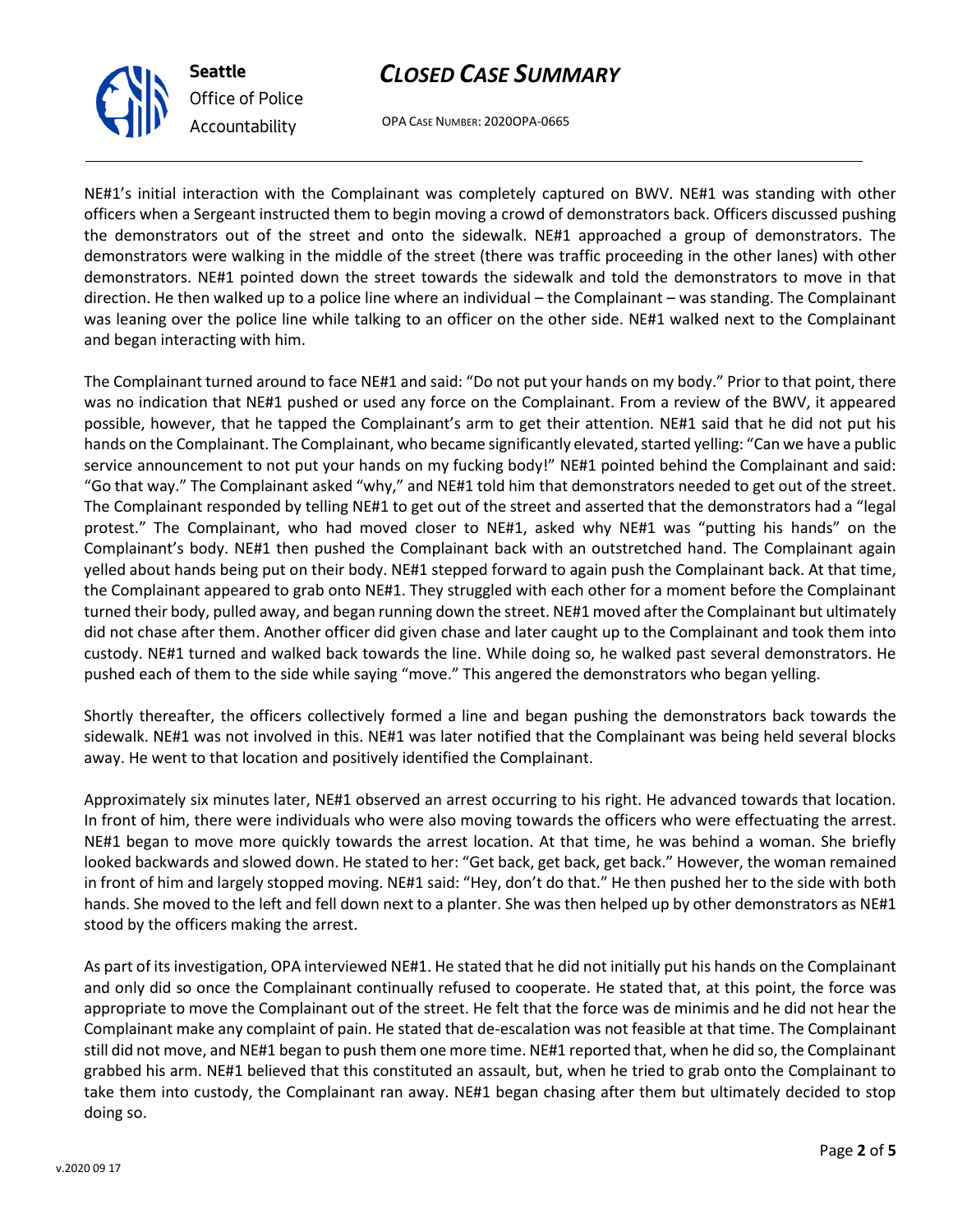NE#1's initial interaction with the Complainant was completely captured on BWV. NE#1 was standing with other officers when a Sergeant instructed them to begin moving a crowd of demonstrators back. Officers discussed pushing the demonstrators out of the street and onto the sidewalk. NE#1 approached a group of demonstrators. The demonstrators were walking in the middle of the street (there was traffic proceeding in the other lanes) with other demonstrators. NE#1 pointed down the street towards the sidewalk and told the demonstrators to move in that direction. He then walked up to a police line where an individual – the Complainant – was standing. The Complainant was leaning over the police line while talking to an officer on the other side. NE#1 walked next to the Complainant and began interacting with him.

The Complainant turned around to face NE#1 and said: "Do not put your hands on my body." Prior to that point, there was no indication that NE#1 pushed or used any force on the Complainant. From a review of the BWV, it appeared possible, however, that he tapped the Complainant's arm to get their attention. NE#1 said that he did not put his hands on the Complainant. The Complainant, who became significantly elevated, started yelling: "Can we have a public service announcement to not put your hands on my fucking body!" NE#1 pointed behind the Complainant and said: "Go that way." The Complainant asked "why," and NE#1 told him that demonstrators needed to get out of the street. The Complainant responded by telling NE#1 to get out of the street and asserted that the demonstrators had a "legal protest." The Complainant, who had moved closer to NE#1, asked why NE#1 was "putting his hands" on the Complainant's body. NE#1 then pushed the Complainant back with an outstretched hand. The Complainant again yelled about hands being put on their body. NE#1 stepped forward to again push the Complainant back. At that time, the Complainant appeared to grab onto NE#1. They struggled with each other for a moment before the Complainant turned their body, pulled away, and began running down the street. NE#1 moved after the Complainant but ultimately did not chase after them. Another officer did given chase and later caught up to the Complainant and took them into custody. NE#1 turned and walked back towards the line. While doing so, he walked past several demonstrators. He pushed each of them to the side while saying "move." This angered the demonstrators who began yelling.

Shortly thereafter, the officers collectively formed a line and began pushing the demonstrators back towards the sidewalk. NE#1 was not involved in this. NE#1 was later notified that the Complainant was being held several blocks away. He went to that location and positively identified the Complainant.

Approximately six minutes later, NE#1 observed an arrest occurring to his right. He advanced towards that location. In front of him, there were individuals who were also moving towards the officers who were effectuating the arrest. NE#1 began to move more quickly towards the arrest location. At that time, he was behind a woman. She briefly looked backwards and slowed down. He stated to her: "Get back, get back, get back." However, the woman remained in front of him and largely stopped moving. NE#1 said: "Hey, don't do that." He then pushed her to the side with both hands. She moved to the left and fell down next to a planter. She was then helped up by other demonstrators as NE#1 stood by the officers making the arrest.

As part of its investigation, OPA interviewed NE#1. He stated that he did not initially put his hands on the Complainant and only did so once the Complainant continually refused to cooperate. He stated that, at this point, the force was appropriate to move the Complainant out of the street. He felt that the force was de minimis and he did not hear the Complainant make any complaint of pain. He stated that de-escalation was not feasible at that time. The Complainant still did not move, and NE#1 began to push them one more time. NE#1 reported that, when he did so, the Complainant grabbed his arm. NE#1 believed that this constituted an assault, but, when he tried to grab onto the Complainant to take them into custody, the Complainant ran away. NE#1 began chasing after them but ultimately decided to stop doing so.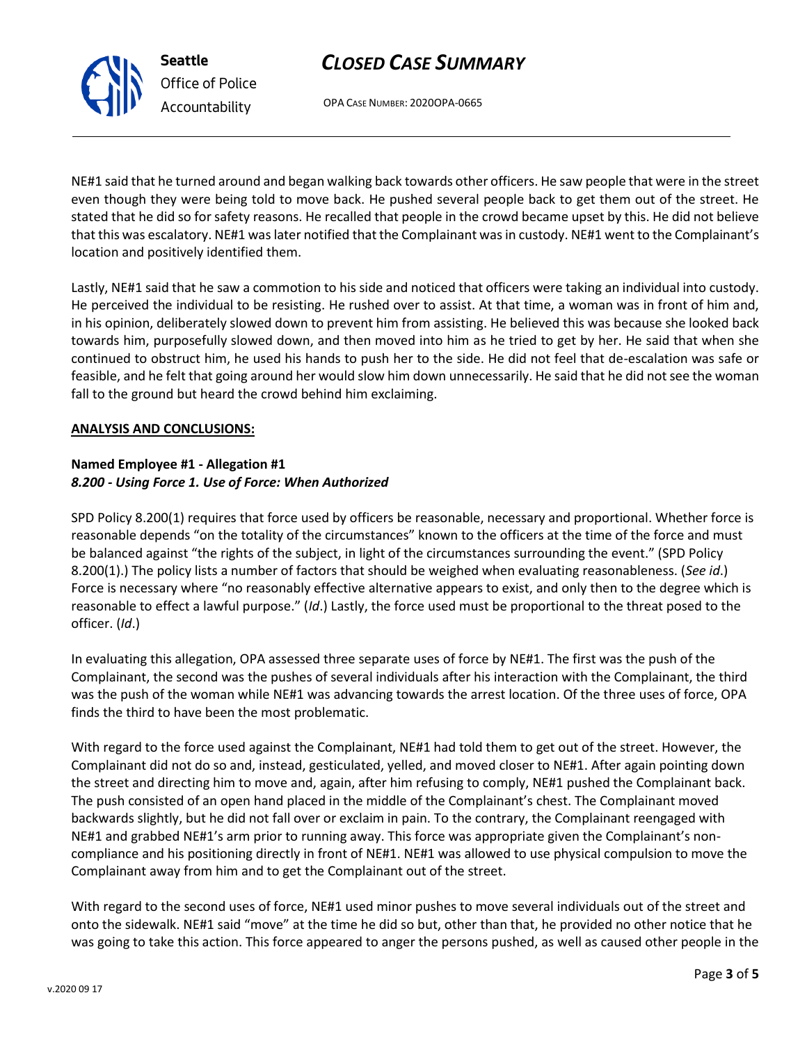NE#1 said that he turned around and began walking back towards other officers. He saw people that were in the street even though they were being told to move back. He pushed several people back to get them out of the street. He stated that he did so for safety reasons. He recalled that people in the crowd became upset by this. He did not believe that this was escalatory. NE#1 was later notified that the Complainant was in custody. NE#1 went to the Complainant's location and positively identified them.

Lastly, NE#1 said that he saw a commotion to his side and noticed that officers were taking an individual into custody. He perceived the individual to be resisting. He rushed over to assist. At that time, a woman was in front of him and, in his opinion, deliberately slowed down to prevent him from assisting. He believed this was because she looked back towards him, purposefully slowed down, and then moved into him as he tried to get by her. He said that when she continued to obstruct him, he used his hands to push her to the side. He did not feel that de-escalation was safe or feasible, and he felt that going around her would slow him down unnecessarily. He said that he did not see the woman fall to the ground but heard the crowd behind him exclaiming.

**ANALYSIS AND CONCLUSIONS:**

**Named Employee #1 - Allegation #1**
***8.200 - Using Force 1. Use of Force: When Authorized***

SPD Policy 8.200(1) requires that force used by officers be reasonable, necessary and proportional. Whether force is reasonable depends "on the totality of the circumstances" known to the officers at the time of the force and must be balanced against "the rights of the subject, in light of the circumstances surrounding the event." (SPD Policy 8.200(1).) The policy lists a number of factors that should be weighed when evaluating reasonableness. (*See id*.) Force is necessary where "no reasonably effective alternative appears to exist, and only then to the degree which is reasonable to effect a lawful purpose." (*Id*.) Lastly, the force used must be proportional to the threat posed to the officer. (*Id*.)

In evaluating this allegation, OPA assessed three separate uses of force by NE#1. The first was the push of the Complainant, the second was the pushes of several individuals after his interaction with the Complainant, the third was the push of the woman while NE#1 was advancing towards the arrest location. Of the three uses of force, OPA finds the third to have been the most problematic.

With regard to the force used against the Complainant, NE#1 had told them to get out of the street. However, the Complainant did not do so and, instead, gesticulated, yelled, and moved closer to NE#1. After again pointing down the street and directing him to move and, again, after him refusing to comply, NE#1 pushed the Complainant back. The push consisted of an open hand placed in the middle of the Complainant's chest. The Complainant moved backwards slightly, but he did not fall over or exclaim in pain. To the contrary, the Complainant reengaged with NE#1 and grabbed NE#1's arm prior to running away. This force was appropriate given the Complainant's non-compliance and his positioning directly in front of NE#1. NE#1 was allowed to use physical compulsion to move the Complainant away from him and to get the Complainant out of the street.

With regard to the second uses of force, NE#1 used minor pushes to move several individuals out of the street and onto the sidewalk. NE#1 said "move" at the time he did so but, other than that, he provided no other notice that he was going to take this action. This force appeared to anger the persons pushed, as well as caused other people in the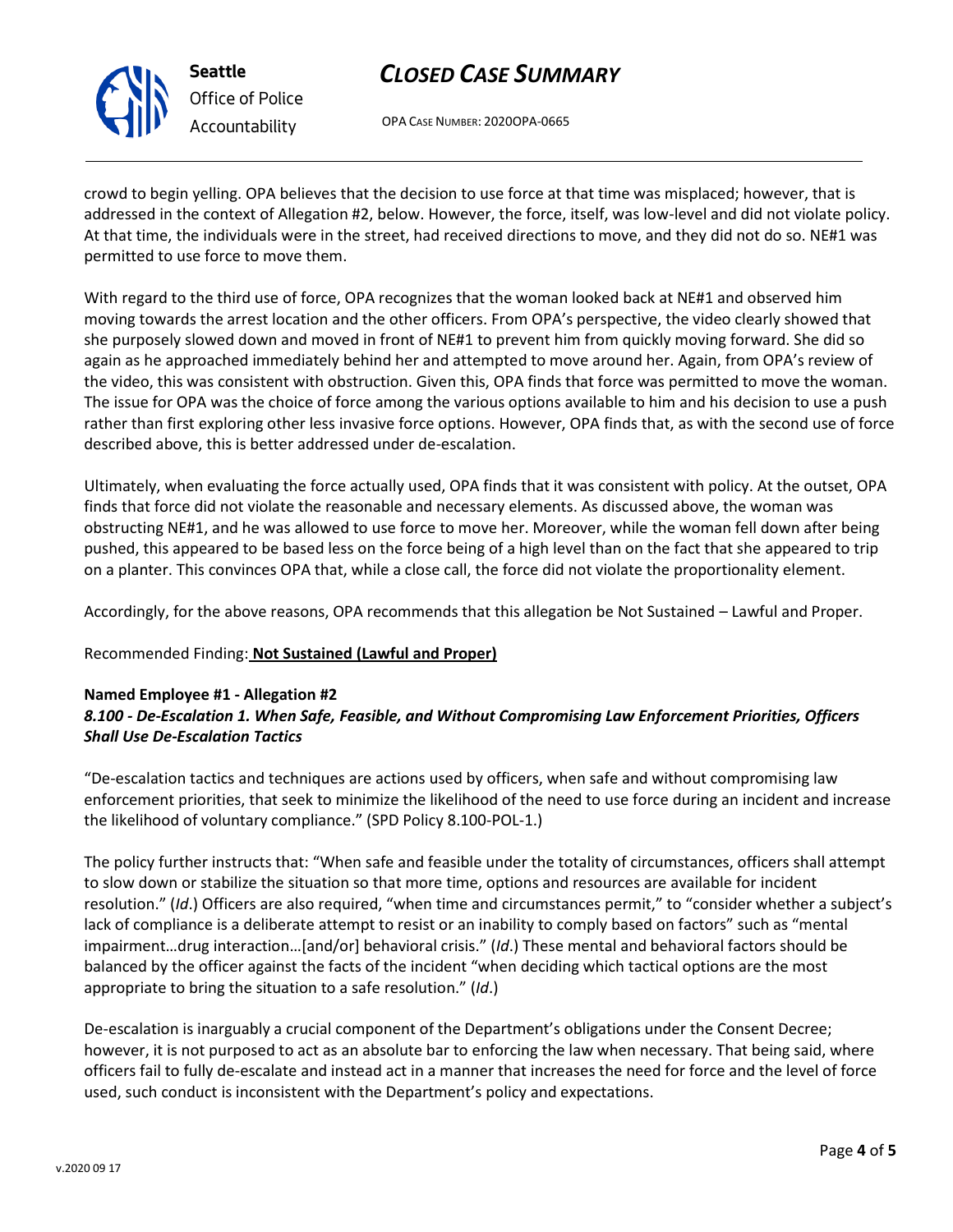crowd to begin yelling. OPA believes that the decision to use force at that time was misplaced; however, that is addressed in the context of Allegation #2, below. However, the force, itself, was low-level and did not violate policy. At that time, the individuals were in the street, had received directions to move, and they did not do so. NE#1 was permitted to use force to move them.

With regard to the third use of force, OPA recognizes that the woman looked back at NE#1 and observed him moving towards the arrest location and the other officers. From OPA's perspective, the video clearly showed that she purposely slowed down and moved in front of NE#1 to prevent him from quickly moving forward. She did so again as he approached immediately behind her and attempted to move around her. Again, from OPA's review of the video, this was consistent with obstruction. Given this, OPA finds that force was permitted to move the woman. The issue for OPA was the choice of force among the various options available to him and his decision to use a push rather than first exploring other less invasive force options. However, OPA finds that, as with the second use of force described above, this is better addressed under de-escalation.

Ultimately, when evaluating the force actually used, OPA finds that it was consistent with policy. At the outset, OPA finds that force did not violate the reasonable and necessary elements. As discussed above, the woman was obstructing NE#1, and he was allowed to use force to move her. Moreover, while the woman fell down after being pushed, this appeared to be based less on the force being of a high level than on the fact that she appeared to trip on a planter. This convinces OPA that, while a close call, the force did not violate the proportionality element.

Accordingly, for the above reasons, OPA recommends that this allegation be Not Sustained – Lawful and Proper.

Recommended Finding: **Not Sustained (Lawful and Proper)**

**Named Employee #1 - Allegation #2**
***8.100 - De-Escalation 1. When Safe, Feasible, and Without Compromising Law Enforcement Priorities, Officers Shall Use De-Escalation Tactics***

"De-escalation tactics and techniques are actions used by officers, when safe and without compromising law enforcement priorities, that seek to minimize the likelihood of the need to use force during an incident and increase the likelihood of voluntary compliance." (SPD Policy 8.100-POL-1.)

The policy further instructs that: "When safe and feasible under the totality of circumstances, officers shall attempt to slow down or stabilize the situation so that more time, options and resources are available for incident resolution." (*Id*.) Officers are also required, "when time and circumstances permit," to "consider whether a subject's lack of compliance is a deliberate attempt to resist or an inability to comply based on factors" such as "mental impairment…drug interaction…[and/or] behavioral crisis." (*Id*.) These mental and behavioral factors should be balanced by the officer against the facts of the incident "when deciding which tactical options are the most appropriate to bring the situation to a safe resolution." (*Id*.)

De-escalation is inarguably a crucial component of the Department's obligations under the Consent Decree; however, it is not purposed to act as an absolute bar to enforcing the law when necessary. That being said, where officers fail to fully de-escalate and instead act in a manner that increases the need for force and the level of force used, such conduct is inconsistent with the Department's policy and expectations.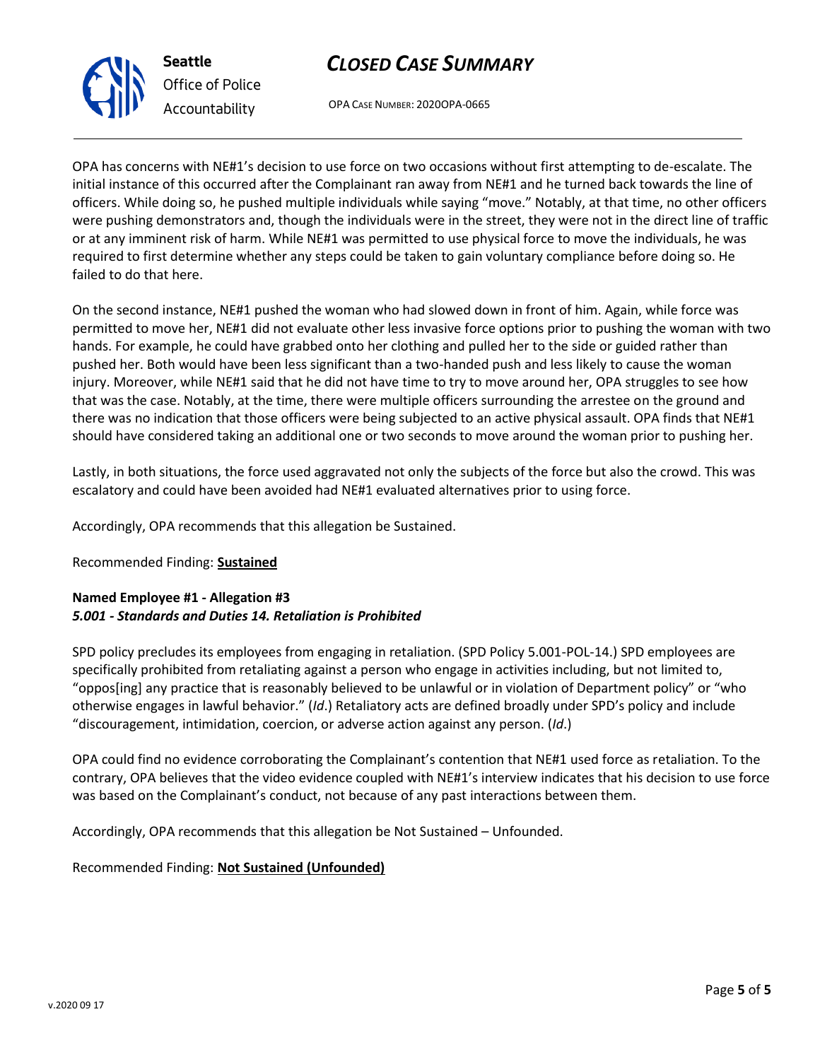OPA has concerns with NE#1's decision to use force on two occasions without first attempting to de-escalate. The initial instance of this occurred after the Complainant ran away from NE#1 and he turned back towards the line of officers. While doing so, he pushed multiple individuals while saying "move." Notably, at that time, no other officers were pushing demonstrators and, though the individuals were in the street, they were not in the direct line of traffic or at any imminent risk of harm. While NE#1 was permitted to use physical force to move the individuals, he was required to first determine whether any steps could be taken to gain voluntary compliance before doing so. He failed to do that here.

On the second instance, NE#1 pushed the woman who had slowed down in front of him. Again, while force was permitted to move her, NE#1 did not evaluate other less invasive force options prior to pushing the woman with two hands. For example, he could have grabbed onto her clothing and pulled her to the side or guided rather than pushed her. Both would have been less significant than a two-handed push and less likely to cause the woman injury. Moreover, while NE#1 said that he did not have time to try to move around her, OPA struggles to see how that was the case. Notably, at the time, there were multiple officers surrounding the arrestee on the ground and there was no indication that those officers were being subjected to an active physical assault. OPA finds that NE#1 should have considered taking an additional one or two seconds to move around the woman prior to pushing her.

Lastly, in both situations, the force used aggravated not only the subjects of the force but also the crowd. This was escalatory and could have been avoided had NE#1 evaluated alternatives prior to using force.

Accordingly, OPA recommends that this allegation be Sustained.

Recommended Finding: **Sustained**

**Named Employee #1 - Allegation #3**
***5.001 - Standards and Duties 14. Retaliation is Prohibited***

SPD policy precludes its employees from engaging in retaliation. (SPD Policy 5.001-POL-14.) SPD employees are specifically prohibited from retaliating against a person who engage in activities including, but not limited to, "oppos[ing] any practice that is reasonably believed to be unlawful or in violation of Department policy" or "who otherwise engages in lawful behavior." (*Id*.) Retaliatory acts are defined broadly under SPD's policy and include "discouragement, intimidation, coercion, or adverse action against any person. (*Id*.)

OPA could find no evidence corroborating the Complainant's contention that NE#1 used force as retaliation. To the contrary, OPA believes that the video evidence coupled with NE#1's interview indicates that his decision to use force was based on the Complainant's conduct, not because of any past interactions between them.

Accordingly, OPA recommends that this allegation be Not Sustained – Unfounded.

Recommended Finding: **Not Sustained (Unfounded)**